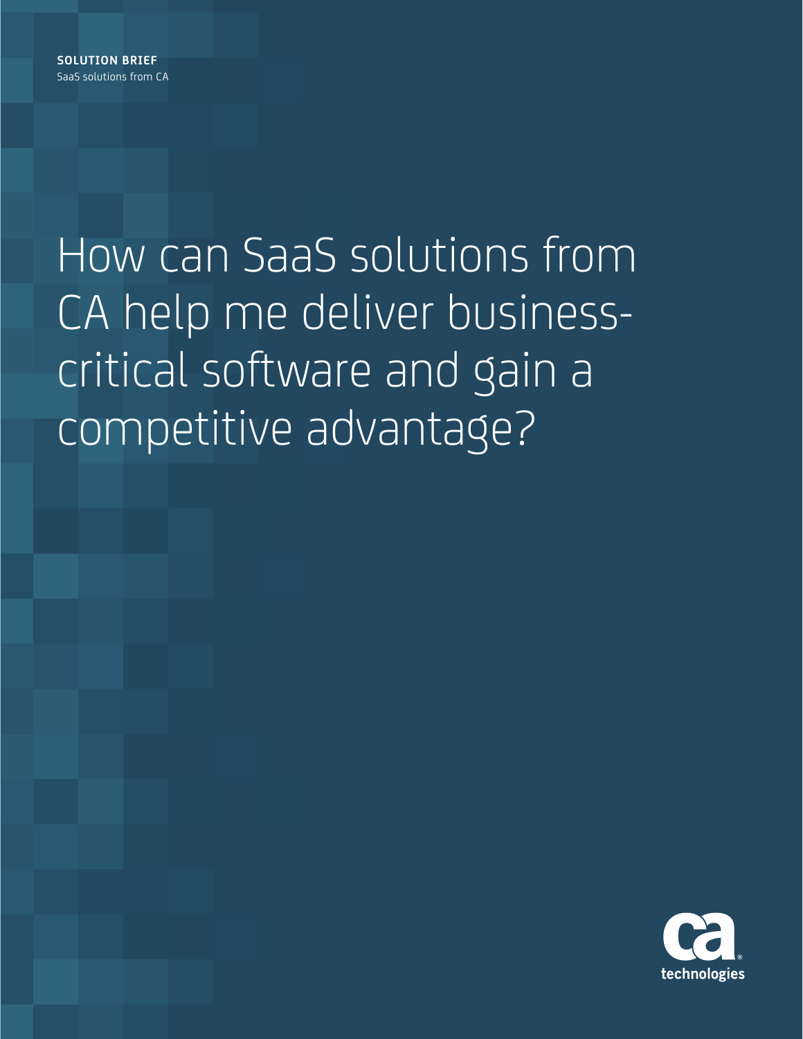**SOLUTION BRIEF**
SaaS solutions from CA

# How can SaaS solutions from CA help me deliver business-critical software and gain a competitive advantage?

ca technologies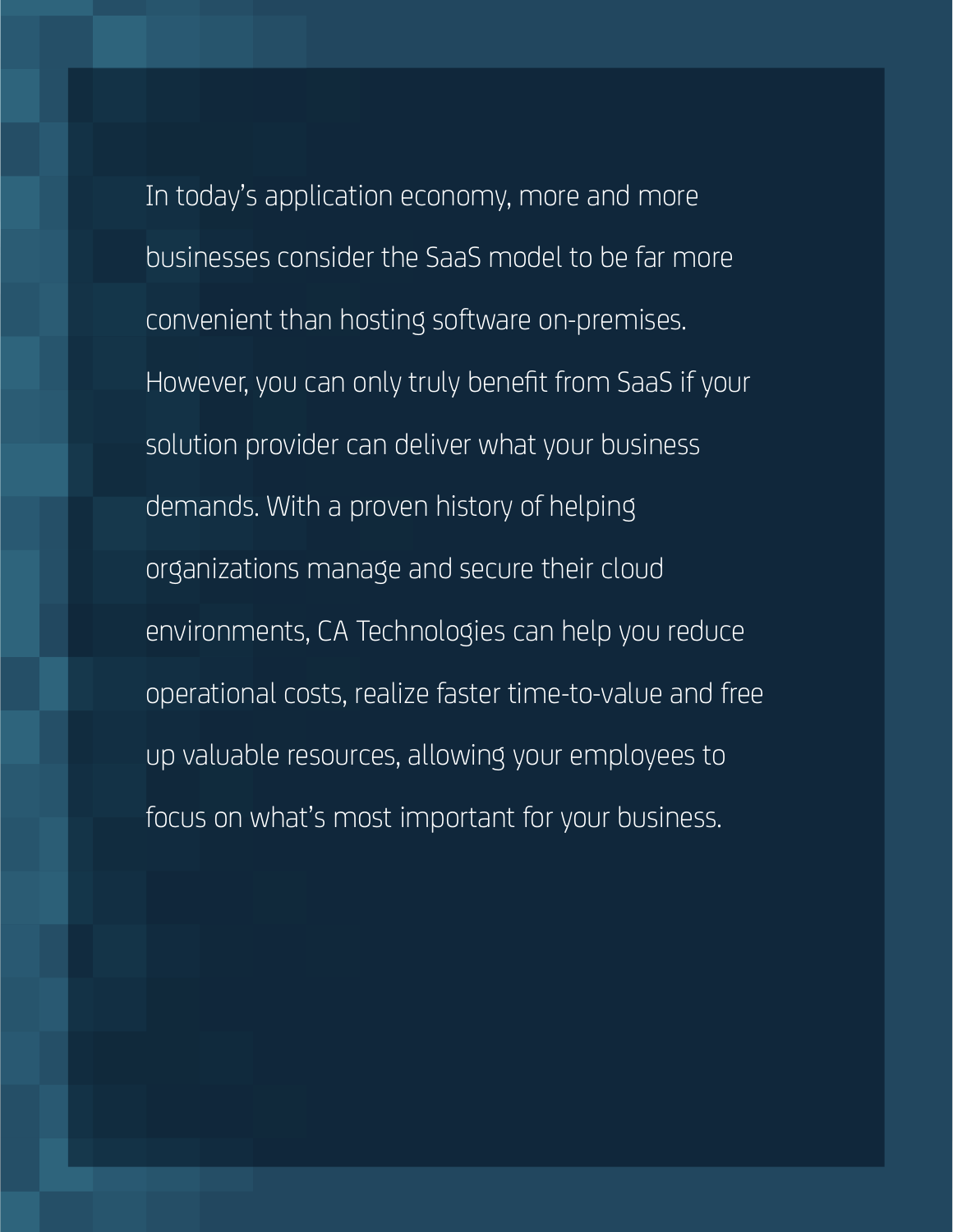In today's application economy, more and more businesses consider the SaaS model to be far more convenient than hosting software on-premises. However, you can only truly benefit from SaaS if your solution provider can deliver what your business demands. With a proven history of helping organizations manage and secure their cloud environments, CA Technologies can help you reduce operational costs, realize faster time-to-value and free up valuable resources, allowing your employees to focus on what's most important for your business.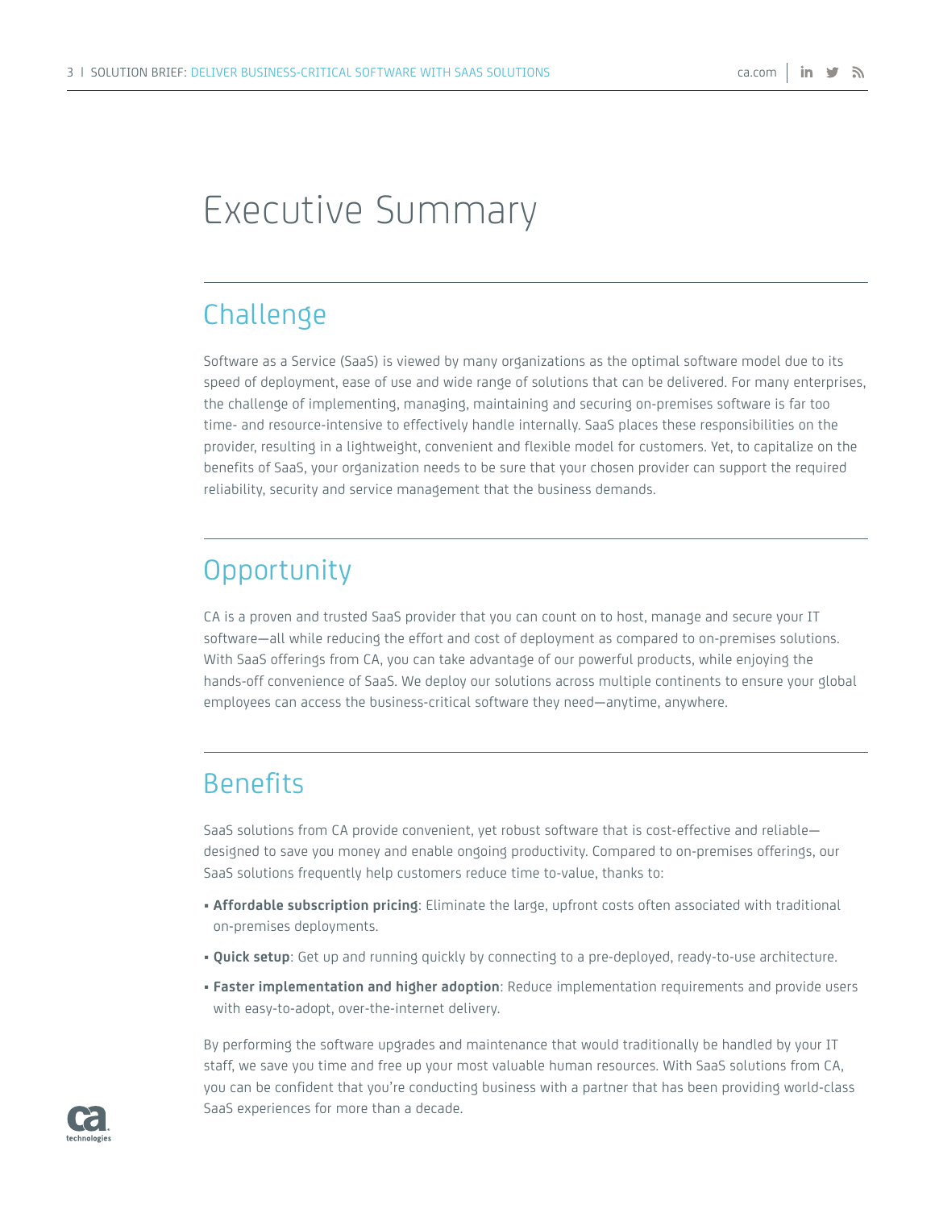# Executive Summary

## Challenge

Software as a Service (SaaS) is viewed by many organizations as the optimal software model due to its speed of deployment, ease of use and wide range of solutions that can be delivered. For many enterprises, the challenge of implementing, managing, maintaining and securing on-premises software is far too time- and resource-intensive to effectively handle internally. SaaS places these responsibilities on the provider, resulting in a lightweight, convenient and flexible model for customers. Yet, to capitalize on the benefits of SaaS, your organization needs to be sure that your chosen provider can support the required reliability, security and service management that the business demands.

## Opportunity

CA is a proven and trusted SaaS provider that you can count on to host, manage and secure your IT software—all while reducing the effort and cost of deployment as compared to on-premises solutions. With SaaS offerings from CA, you can take advantage of our powerful products, while enjoying the hands-off convenience of SaaS. We deploy our solutions across multiple continents to ensure your global employees can access the business-critical software they need—anytime, anywhere.

## Benefits

SaaS solutions from CA provide convenient, yet robust software that is cost-effective and reliable—designed to save you money and enable ongoing productivity. Compared to on-premises offerings, our SaaS solutions frequently help customers reduce time to-value, thanks to:

- **Affordable subscription pricing**: Eliminate the large, upfront costs often associated with traditional on-premises deployments.
- **Quick setup**: Get up and running quickly by connecting to a pre-deployed, ready-to-use architecture.
- **Faster implementation and higher adoption**: Reduce implementation requirements and provide users with easy-to-adopt, over-the-internet delivery.

By performing the software upgrades and maintenance that would traditionally be handled by your IT staff, we save you time and free up your most valuable human resources. With SaaS solutions from CA, you can be confident that you're conducting business with a partner that has been providing world-class SaaS experiences for more than a decade.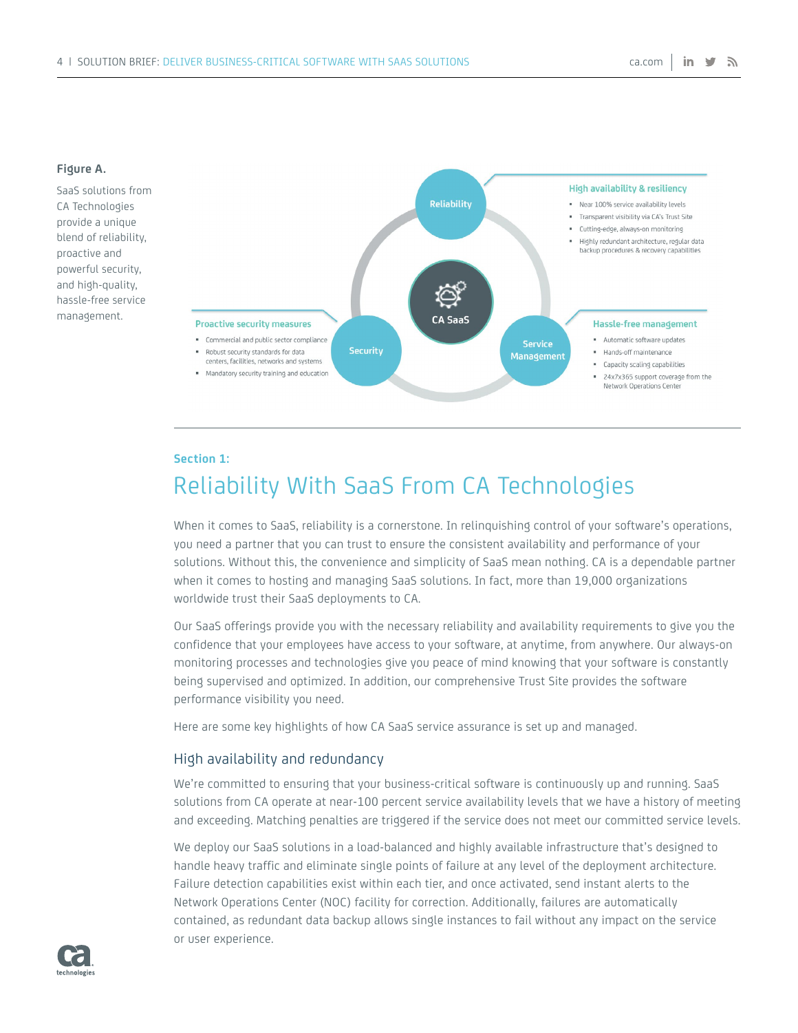**Figure A.**

SaaS solutions from CA Technologies provide a unique blend of reliability, proactive and powerful security, and high-quality, hassle-free service management.

**Reliability** — High availability & resiliency
- Near 100% service availability levels
- Transparent visibility via CA's Trust Site
- Cutting-edge, always-on monitoring
- Highly redundant architecture, regular data backup procedures & recovery capabilities

**Security** — Proactive security measures
- Commercial and public sector compliance
- Robust security standards for data centers, facilities, networks and systems
- Mandatory security training and education

**Service Management** — Hassle-free management
- Automatic software updates
- Hands-off maintenance
- Capacity scaling capabilities
- 24x7x365 support coverage from the Network Operations Center

CA SaaS

**Section 1:**

## Reliability With SaaS From CA Technologies

When it comes to SaaS, reliability is a cornerstone. In relinquishing control of your software's operations, you need a partner that you can trust to ensure the consistent availability and performance of your solutions. Without this, the convenience and simplicity of SaaS mean nothing. CA is a dependable partner when it comes to hosting and managing SaaS solutions. In fact, more than 19,000 organizations worldwide trust their SaaS deployments to CA.

Our SaaS offerings provide you with the necessary reliability and availability requirements to give you the confidence that your employees have access to your software, at anytime, from anywhere. Our always-on monitoring processes and technologies give you peace of mind knowing that your software is constantly being supervised and optimized. In addition, our comprehensive Trust Site provides the software performance visibility you need.

Here are some key highlights of how CA SaaS service assurance is set up and managed.

### High availability and redundancy

We're committed to ensuring that your business-critical software is continuously up and running. SaaS solutions from CA operate at near-100 percent service availability levels that we have a history of meeting and exceeding. Matching penalties are triggered if the service does not meet our committed service levels.

We deploy our SaaS solutions in a load-balanced and highly available infrastructure that's designed to handle heavy traffic and eliminate single points of failure at any level of the deployment architecture. Failure detection capabilities exist within each tier, and once activated, send instant alerts to the Network Operations Center (NOC) facility for correction. Additionally, failures are automatically contained, as redundant data backup allows single instances to fail without any impact on the service or user experience.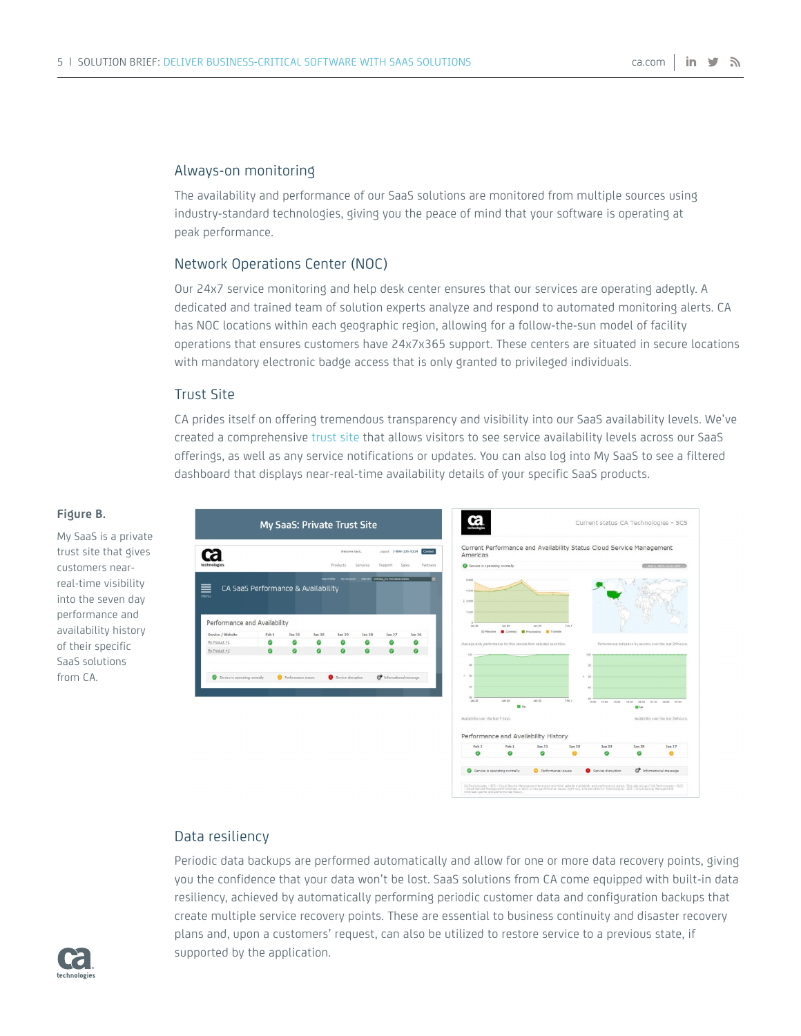## Always-on monitoring

The availability and performance of our SaaS solutions are monitored from multiple sources using industry-standard technologies, giving you the peace of mind that your software is operating at peak performance.

## Network Operations Center (NOC)

Our 24x7 service monitoring and help desk center ensures that our services are operating adeptly. A dedicated and trained team of solution experts analyze and respond to automated monitoring alerts. CA has NOC locations within each geographic region, allowing for a follow-the-sun model of facility operations that ensures customers have 24x7x365 support. These centers are situated in secure locations with mandatory electronic badge access that is only granted to privileged individuals.

## Trust Site

CA prides itself on offering tremendous transparency and visibility into our SaaS availability levels. We've created a comprehensive trust site that allows visitors to see service availability levels across our SaaS offerings, as well as any service notifications or updates. You can also log into My SaaS to see a filtered dashboard that displays near-real-time availability details of your specific SaaS products.

**Figure B.**

My SaaS is a private trust site that gives customers near-real-time visibility into the seven day performance and availability history of their specific SaaS solutions from CA.

## Data resiliency

Periodic data backups are performed automatically and allow for one or more data recovery points, giving you the confidence that your data won't be lost. SaaS solutions from CA come equipped with built-in data resiliency, achieved by automatically performing periodic customer data and configuration backups that create multiple service recovery points. These are essential to business continuity and disaster recovery plans and, upon a customers' request, can also be utilized to restore service to a previous state, if supported by the application.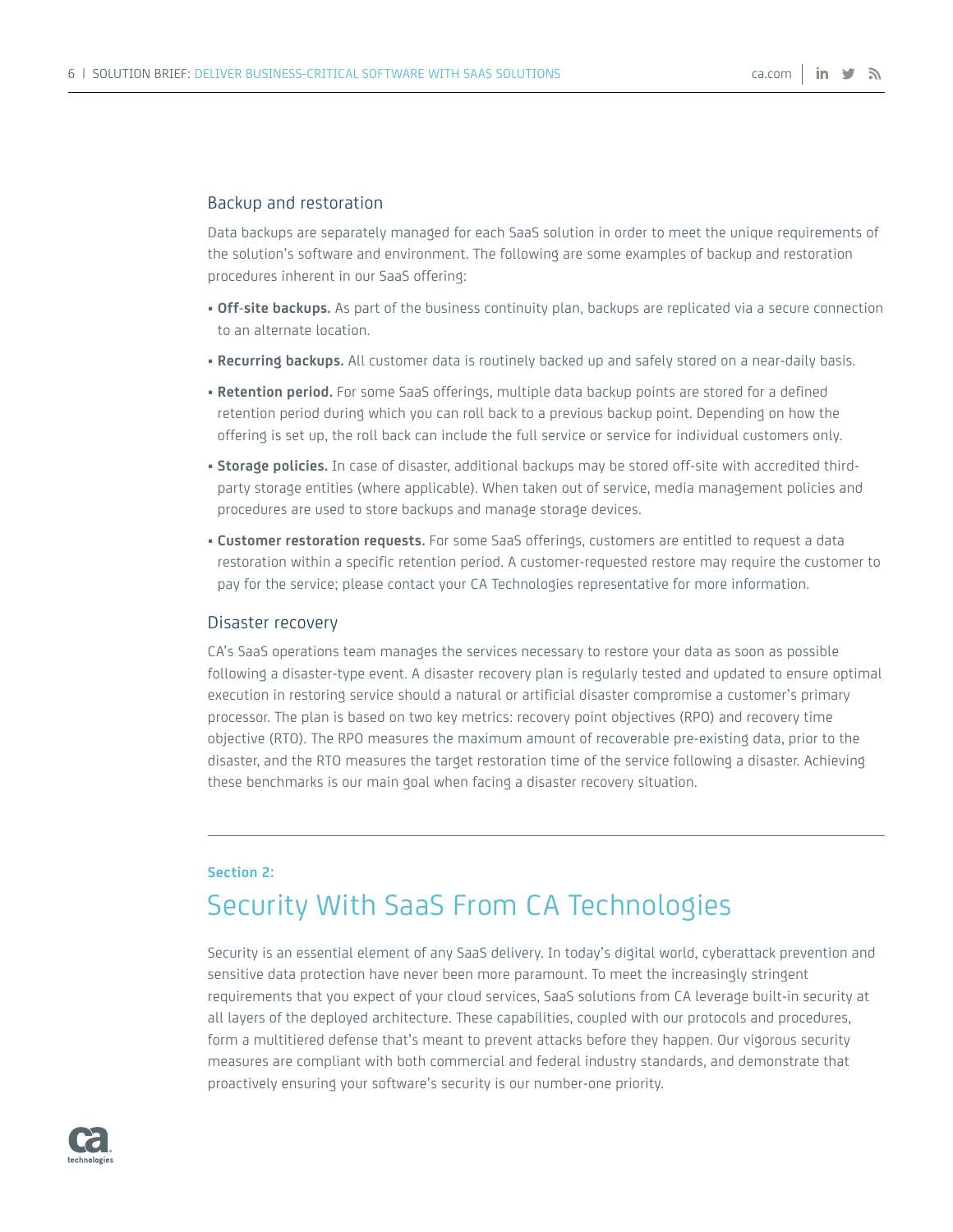### Backup and restoration

Data backups are separately managed for each SaaS solution in order to meet the unique requirements of the solution's software and environment. The following are some examples of backup and restoration procedures inherent in our SaaS offering:

- **Off-site backups.** As part of the business continuity plan, backups are replicated via a secure connection to an alternate location.
- **Recurring backups.** All customer data is routinely backed up and safely stored on a near-daily basis.
- **Retention period.** For some SaaS offerings, multiple data backup points are stored for a defined retention period during which you can roll back to a previous backup point. Depending on how the offering is set up, the roll back can include the full service or service for individual customers only.
- **Storage policies.** In case of disaster, additional backups may be stored off-site with accredited third-party storage entities (where applicable). When taken out of service, media management policies and procedures are used to store backups and manage storage devices.
- **Customer restoration requests.** For some SaaS offerings, customers are entitled to request a data restoration within a specific retention period. A customer-requested restore may require the customer to pay for the service; please contact your CA Technologies representative for more information.

### Disaster recovery

CA's SaaS operations team manages the services necessary to restore your data as soon as possible following a disaster-type event. A disaster recovery plan is regularly tested and updated to ensure optimal execution in restoring service should a natural or artificial disaster compromise a customer's primary processor. The plan is based on two key metrics: recovery point objectives (RPO) and recovery time objective (RTO). The RPO measures the maximum amount of recoverable pre-existing data, prior to the disaster, and the RTO measures the target restoration time of the service following a disaster. Achieving these benchmarks is our main goal when facing a disaster recovery situation.

---

**Section 2:**

## Security With SaaS From CA Technologies

Security is an essential element of any SaaS delivery. In today's digital world, cyberattack prevention and sensitive data protection have never been more paramount. To meet the increasingly stringent requirements that you expect of your cloud services, SaaS solutions from CA leverage built-in security at all layers of the deployed architecture. These capabilities, coupled with our protocols and procedures, form a multitiered defense that's meant to prevent attacks before they happen. Our vigorous security measures are compliant with both commercial and federal industry standards, and demonstrate that proactively ensuring your software's security is our number-one priority.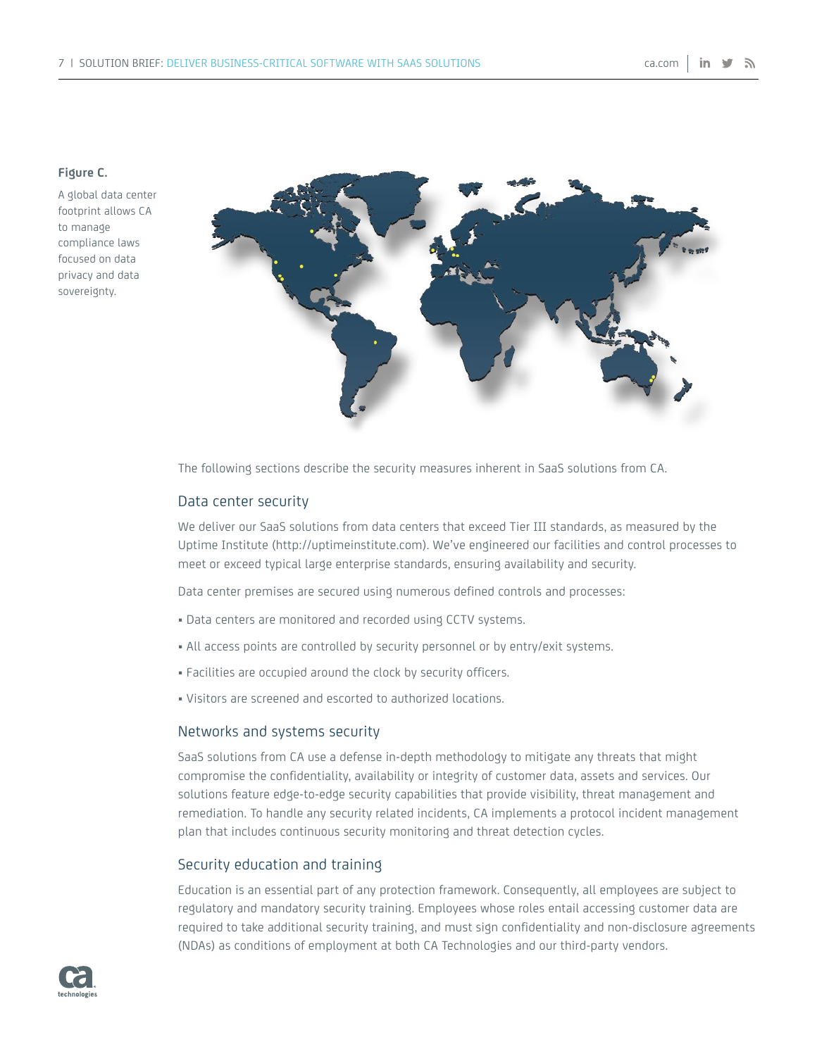**Figure C.**

A global data center footprint allows CA to manage compliance laws focused on data privacy and data sovereignty.

The following sections describe the security measures inherent in SaaS solutions from CA.

## Data center security

We deliver our SaaS solutions from data centers that exceed Tier III standards, as measured by the Uptime Institute (http://uptimeinstitute.com). We've engineered our facilities and control processes to meet or exceed typical large enterprise standards, ensuring availability and security.

Data center premises are secured using numerous defined controls and processes:

- Data centers are monitored and recorded using CCTV systems.
- All access points are controlled by security personnel or by entry/exit systems.
- Facilities are occupied around the clock by security officers.
- Visitors are screened and escorted to authorized locations.

## Networks and systems security

SaaS solutions from CA use a defense in-depth methodology to mitigate any threats that might compromise the confidentiality, availability or integrity of customer data, assets and services. Our solutions feature edge-to-edge security capabilities that provide visibility, threat management and remediation. To handle any security related incidents, CA implements a protocol incident management plan that includes continuous security monitoring and threat detection cycles.

## Security education and training

Education is an essential part of any protection framework. Consequently, all employees are subject to regulatory and mandatory security training. Employees whose roles entail accessing customer data are required to take additional security training, and must sign confidentiality and non-disclosure agreements (NDAs) as conditions of employment at both CA Technologies and our third-party vendors.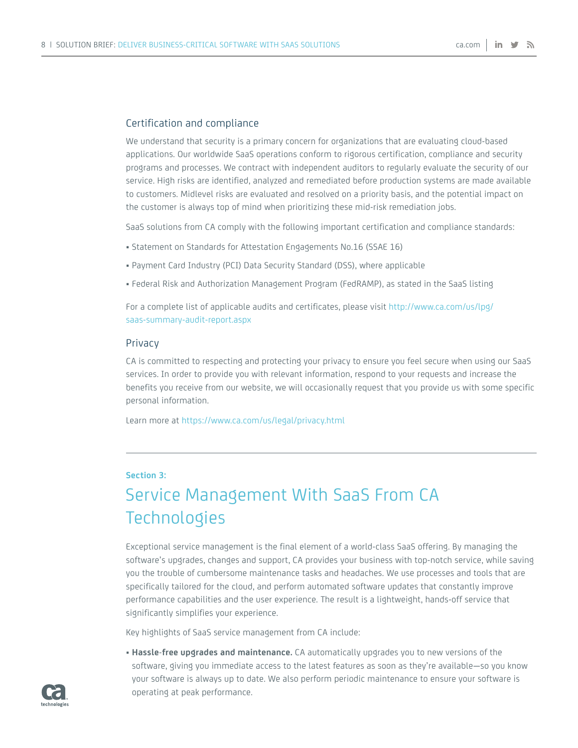### Certification and compliance

We understand that security is a primary concern for organizations that are evaluating cloud-based applications. Our worldwide SaaS operations conform to rigorous certification, compliance and security programs and processes. We contract with independent auditors to regularly evaluate the security of our service. High risks are identified, analyzed and remediated before production systems are made available to customers. Midlevel risks are evaluated and resolved on a priority basis, and the potential impact on the customer is always top of mind when prioritizing these mid-risk remediation jobs.

SaaS solutions from CA comply with the following important certification and compliance standards:

- Statement on Standards for Attestation Engagements No.16 (SSAE 16)
- Payment Card Industry (PCI) Data Security Standard (DSS), where applicable
- Federal Risk and Authorization Management Program (FedRAMP), as stated in the SaaS listing

For a complete list of applicable audits and certificates, please visit http://www.ca.com/us/lpg/saas-summary-audit-report.aspx

### Privacy

CA is committed to respecting and protecting your privacy to ensure you feel secure when using our SaaS services. In order to provide you with relevant information, respond to your requests and increase the benefits you receive from our website, we will occasionally request that you provide us with some specific personal information.

Learn more at https://www.ca.com/us/legal/privacy.html

**Section 3:**

## Service Management With SaaS From CA Technologies

Exceptional service management is the final element of a world-class SaaS offering. By managing the software's upgrades, changes and support, CA provides your business with top-notch service, while saving you the trouble of cumbersome maintenance tasks and headaches. We use processes and tools that are specifically tailored for the cloud, and perform automated software updates that constantly improve performance capabilities and the user experience. The result is a lightweight, hands-off service that significantly simplifies your experience.

Key highlights of SaaS service management from CA include:

- **Hassle-free upgrades and maintenance.** CA automatically upgrades you to new versions of the software, giving you immediate access to the latest features as soon as they're available—so you know your software is always up to date. We also perform periodic maintenance to ensure your software is operating at peak performance.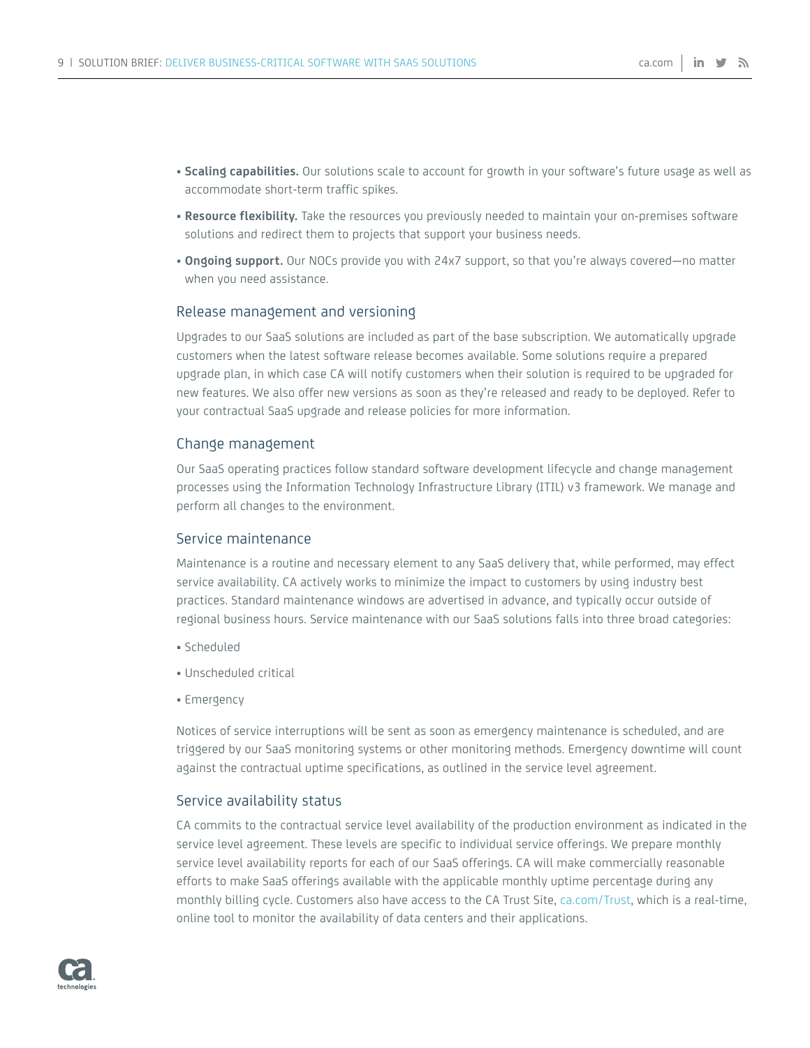- **Scaling capabilities.** Our solutions scale to account for growth in your software's future usage as well as accommodate short-term traffic spikes.
- **Resource flexibility.** Take the resources you previously needed to maintain your on-premises software solutions and redirect them to projects that support your business needs.
- **Ongoing support.** Our NOCs provide you with 24x7 support, so that you're always covered—no matter when you need assistance.

## Release management and versioning

Upgrades to our SaaS solutions are included as part of the base subscription. We automatically upgrade customers when the latest software release becomes available. Some solutions require a prepared upgrade plan, in which case CA will notify customers when their solution is required to be upgraded for new features. We also offer new versions as soon as they're released and ready to be deployed. Refer to your contractual SaaS upgrade and release policies for more information.

## Change management

Our SaaS operating practices follow standard software development lifecycle and change management processes using the Information Technology Infrastructure Library (ITIL) v3 framework. We manage and perform all changes to the environment.

## Service maintenance

Maintenance is a routine and necessary element to any SaaS delivery that, while performed, may effect service availability. CA actively works to minimize the impact to customers by using industry best practices. Standard maintenance windows are advertised in advance, and typically occur outside of regional business hours. Service maintenance with our SaaS solutions falls into three broad categories:

- Scheduled
- Unscheduled critical
- Emergency

Notices of service interruptions will be sent as soon as emergency maintenance is scheduled, and are triggered by our SaaS monitoring systems or other monitoring methods. Emergency downtime will count against the contractual uptime specifications, as outlined in the service level agreement.

## Service availability status

CA commits to the contractual service level availability of the production environment as indicated in the service level agreement. These levels are specific to individual service offerings. We prepare monthly service level availability reports for each of our SaaS offerings. CA will make commercially reasonable efforts to make SaaS offerings available with the applicable monthly uptime percentage during any monthly billing cycle. Customers also have access to the CA Trust Site, ca.com/Trust, which is a real-time, online tool to monitor the availability of data centers and their applications.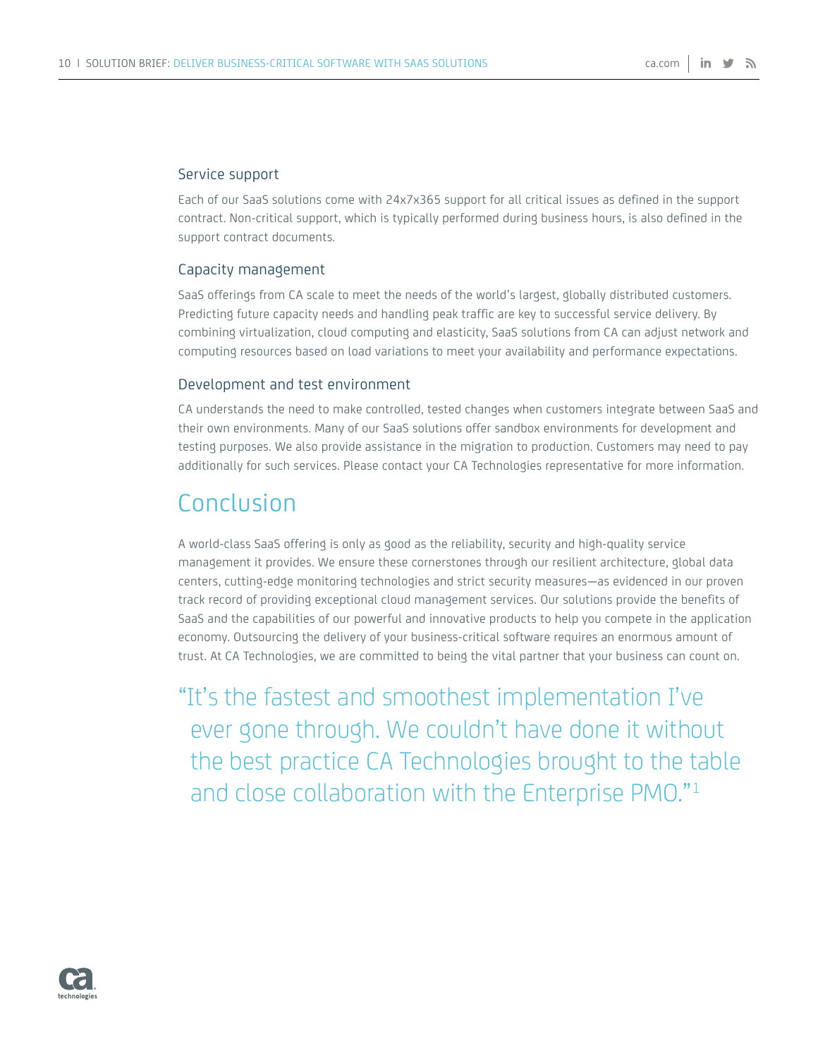### Service support

Each of our SaaS solutions come with 24x7x365 support for all critical issues as defined in the support contract. Non-critical support, which is typically performed during business hours, is also defined in the support contract documents.

### Capacity management

SaaS offerings from CA scale to meet the needs of the world's largest, globally distributed customers. Predicting future capacity needs and handling peak traffic are key to successful service delivery. By combining virtualization, cloud computing and elasticity, SaaS solutions from CA can adjust network and computing resources based on load variations to meet your availability and performance expectations.

### Development and test environment

CA understands the need to make controlled, tested changes when customers integrate between SaaS and their own environments. Many of our SaaS solutions offer sandbox environments for development and testing purposes. We also provide assistance in the migration to production. Customers may need to pay additionally for such services. Please contact your CA Technologies representative for more information.

## Conclusion

A world-class SaaS offering is only as good as the reliability, security and high-quality service management it provides. We ensure these cornerstones through our resilient architecture, global data centers, cutting-edge monitoring technologies and strict security measures—as evidenced in our proven track record of providing exceptional cloud management services. Our solutions provide the benefits of SaaS and the capabilities of our powerful and innovative products to help you compete in the application economy. Outsourcing the delivery of your business-critical software requires an enormous amount of trust. At CA Technologies, we are committed to being the vital partner that your business can count on.

> "It's the fastest and smoothest implementation I've ever gone through. We couldn't have done it without the best practice CA Technologies brought to the table and close collaboration with the Enterprise PMO."[1]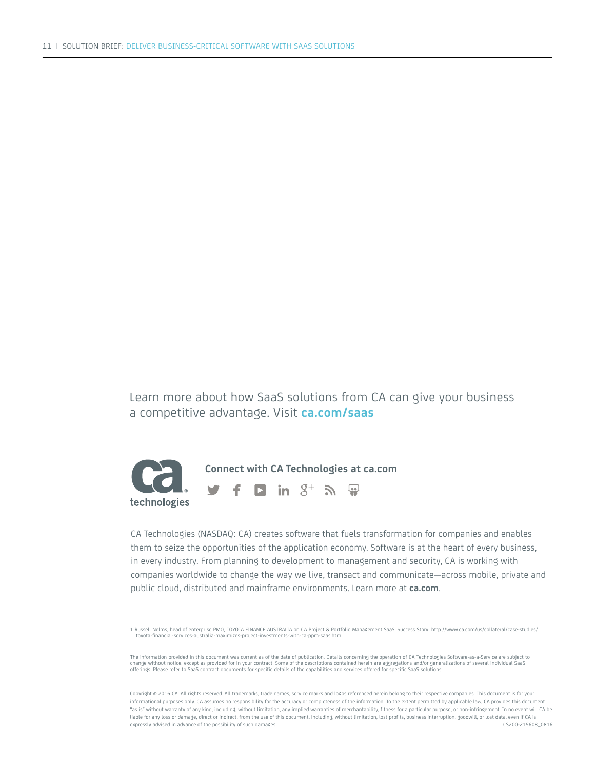Learn more about how SaaS solutions from CA can give your business a competitive advantage. Visit **ca.com/saas**

**Connect with CA Technologies at ca.com**

CA Technologies (NASDAQ: CA) creates software that fuels transformation for companies and enables them to seize the opportunities of the application economy. Software is at the heart of every business, in every industry. From planning to development to management and security, CA is working with companies worldwide to change the way we live, transact and communicate—across mobile, private and public cloud, distributed and mainframe environments. Learn more at **ca.com**.

1 Russell Nelms, head of enterprise PMO, TOYOTA FINANCE AUSTRALIA on CA Project & Portfolio Management SaaS. Success Story: http://www.ca.com/us/collateral/case-studies/toyota-financial-services-australia-maximizes-project-investments-with-ca-ppm-saas.html

The information provided in this document was current as of the date of publication. Details concerning the operation of CA Technologies Software-as-a-Service are subject to change without notice, except as provided for in your contract. Some of the descriptions contained herein are aggregations and/or generalizations of several individual SaaS offerings. Please refer to SaaS contract documents for specific details of the capabilities and services offered for specific SaaS solutions.

Copyright © 2016 CA. All rights reserved. All trademarks, trade names, service marks and logos referenced herein belong to their respective companies. This document is for your informational purposes only. CA assumes no responsibility for the accuracy or completeness of the information. To the extent permitted by applicable law, CA provides this document "as is" without warranty of any kind, including, without limitation, any implied warranties of merchantability, fitness for a particular purpose, or non-infringement. In no event will CA be liable for any loss or damage, direct or indirect, from the use of this document, including, without limitation, lost profits, business interruption, goodwill, or lost data, even if CA is expressly advised in advance of the possibility of such damages. CS200-215608_0816